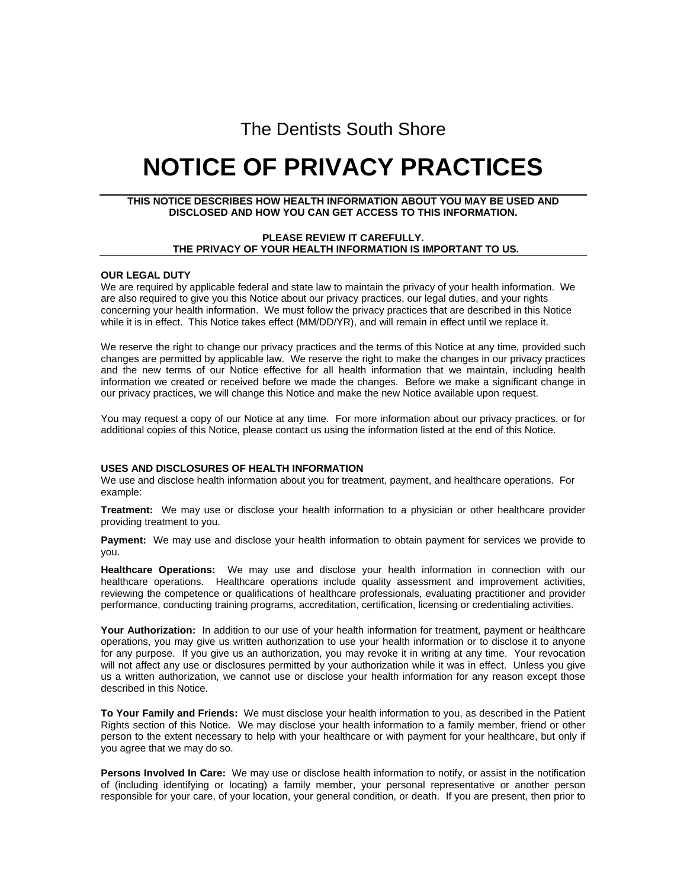The Dentists South Shore

# NOTICE OF PRIVACY PRACTICES

**THIS NOTICE DESCRIBES HOW HEALTH INFORMATION ABOUT YOU MAY BE USED AND DISCLOSED AND HOW YOU CAN GET ACCESS TO THIS INFORMATION.**

**PLEASE REVIEW IT CAREFULLY.**
**THE PRIVACY OF YOUR HEALTH INFORMATION IS IMPORTANT TO US.**

**OUR LEGAL DUTY**

We are required by applicable federal and state law to maintain the privacy of your health information. We are also required to give you this Notice about our privacy practices, our legal duties, and your rights concerning your health information. We must follow the privacy practices that are described in this Notice while it is in effect. This Notice takes effect (MM/DD/YR), and will remain in effect until we replace it.

We reserve the right to change our privacy practices and the terms of this Notice at any time, provided such changes are permitted by applicable law. We reserve the right to make the changes in our privacy practices and the new terms of our Notice effective for all health information that we maintain, including health information we created or received before we made the changes. Before we make a significant change in our privacy practices, we will change this Notice and make the new Notice available upon request.

You may request a copy of our Notice at any time. For more information about our privacy practices, or for additional copies of this Notice, please contact us using the information listed at the end of this Notice.

**USES AND DISCLOSURES OF HEALTH INFORMATION**

We use and disclose health information about you for treatment, payment, and healthcare operations. For example:

**Treatment:** We may use or disclose your health information to a physician or other healthcare provider providing treatment to you.

**Payment:** We may use and disclose your health information to obtain payment for services we provide to you.

**Healthcare Operations:** We may use and disclose your health information in connection with our healthcare operations. Healthcare operations include quality assessment and improvement activities, reviewing the competence or qualifications of healthcare professionals, evaluating practitioner and provider performance, conducting training programs, accreditation, certification, licensing or credentialing activities.

**Your Authorization:** In addition to our use of your health information for treatment, payment or healthcare operations, you may give us written authorization to use your health information or to disclose it to anyone for any purpose. If you give us an authorization, you may revoke it in writing at any time. Your revocation will not affect any use or disclosures permitted by your authorization while it was in effect. Unless you give us a written authorization, we cannot use or disclose your health information for any reason except those described in this Notice.

**To Your Family and Friends:** We must disclose your health information to you, as described in the Patient Rights section of this Notice. We may disclose your health information to a family member, friend or other person to the extent necessary to help with your healthcare or with payment for your healthcare, but only if you agree that we may do so.

**Persons Involved In Care:** We may use or disclose health information to notify, or assist in the notification of (including identifying or locating) a family member, your personal representative or another person responsible for your care, of your location, your general condition, or death. If you are present, then prior to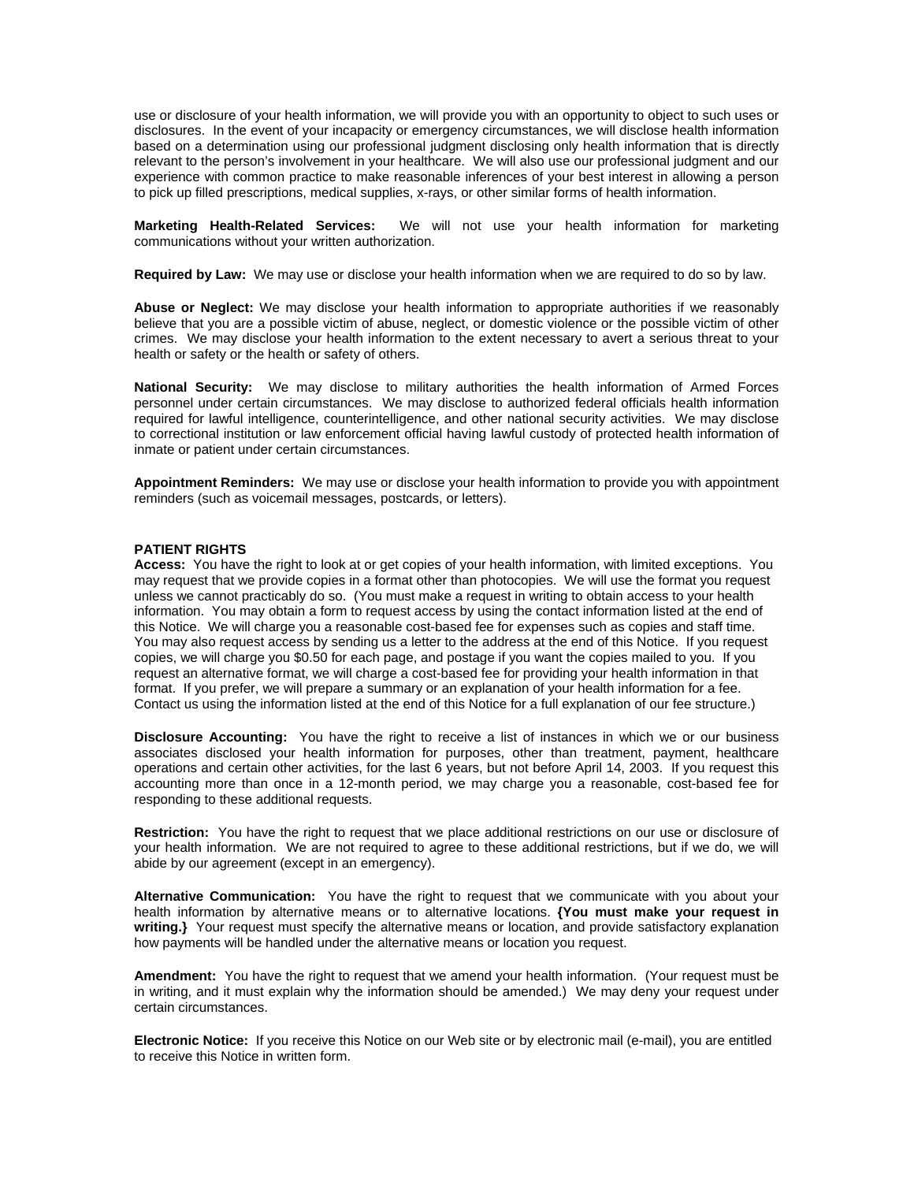use or disclosure of your health information, we will provide you with an opportunity to object to such uses or disclosures. In the event of your incapacity or emergency circumstances, we will disclose health information based on a determination using our professional judgment disclosing only health information that is directly relevant to the person's involvement in your healthcare. We will also use our professional judgment and our experience with common practice to make reasonable inferences of your best interest in allowing a person to pick up filled prescriptions, medical supplies, x-rays, or other similar forms of health information.

**Marketing Health-Related Services:** We will not use your health information for marketing communications without your written authorization.

**Required by Law:** We may use or disclose your health information when we are required to do so by law.

**Abuse or Neglect:** We may disclose your health information to appropriate authorities if we reasonably believe that you are a possible victim of abuse, neglect, or domestic violence or the possible victim of other crimes. We may disclose your health information to the extent necessary to avert a serious threat to your health or safety or the health or safety of others.

**National Security:** We may disclose to military authorities the health information of Armed Forces personnel under certain circumstances. We may disclose to authorized federal officials health information required for lawful intelligence, counterintelligence, and other national security activities. We may disclose to correctional institution or law enforcement official having lawful custody of protected health information of inmate or patient under certain circumstances.

**Appointment Reminders:** We may use or disclose your health information to provide you with appointment reminders (such as voicemail messages, postcards, or letters).

**PATIENT RIGHTS**

**Access:** You have the right to look at or get copies of your health information, with limited exceptions. You may request that we provide copies in a format other than photocopies. We will use the format you request unless we cannot practicably do so. (You must make a request in writing to obtain access to your health information. You may obtain a form to request access by using the contact information listed at the end of this Notice. We will charge you a reasonable cost-based fee for expenses such as copies and staff time. You may also request access by sending us a letter to the address at the end of this Notice. If you request copies, we will charge you $0.50 for each page, and postage if you want the copies mailed to you. If you request an alternative format, we will charge a cost-based fee for providing your health information in that format. If you prefer, we will prepare a summary or an explanation of your health information for a fee. Contact us using the information listed at the end of this Notice for a full explanation of our fee structure.)

**Disclosure Accounting:** You have the right to receive a list of instances in which we or our business associates disclosed your health information for purposes, other than treatment, payment, healthcare operations and certain other activities, for the last 6 years, but not before April 14, 2003. If you request this accounting more than once in a 12-month period, we may charge you a reasonable, cost-based fee for responding to these additional requests.

**Restriction:** You have the right to request that we place additional restrictions on our use or disclosure of your health information. We are not required to agree to these additional restrictions, but if we do, we will abide by our agreement (except in an emergency).

**Alternative Communication:** You have the right to request that we communicate with you about your health information by alternative means or to alternative locations. **{You must make your request in writing.}** Your request must specify the alternative means or location, and provide satisfactory explanation how payments will be handled under the alternative means or location you request.

**Amendment:** You have the right to request that we amend your health information. (Your request must be in writing, and it must explain why the information should be amended.) We may deny your request under certain circumstances.

**Electronic Notice:** If you receive this Notice on our Web site or by electronic mail (e-mail), you are entitled to receive this Notice in written form.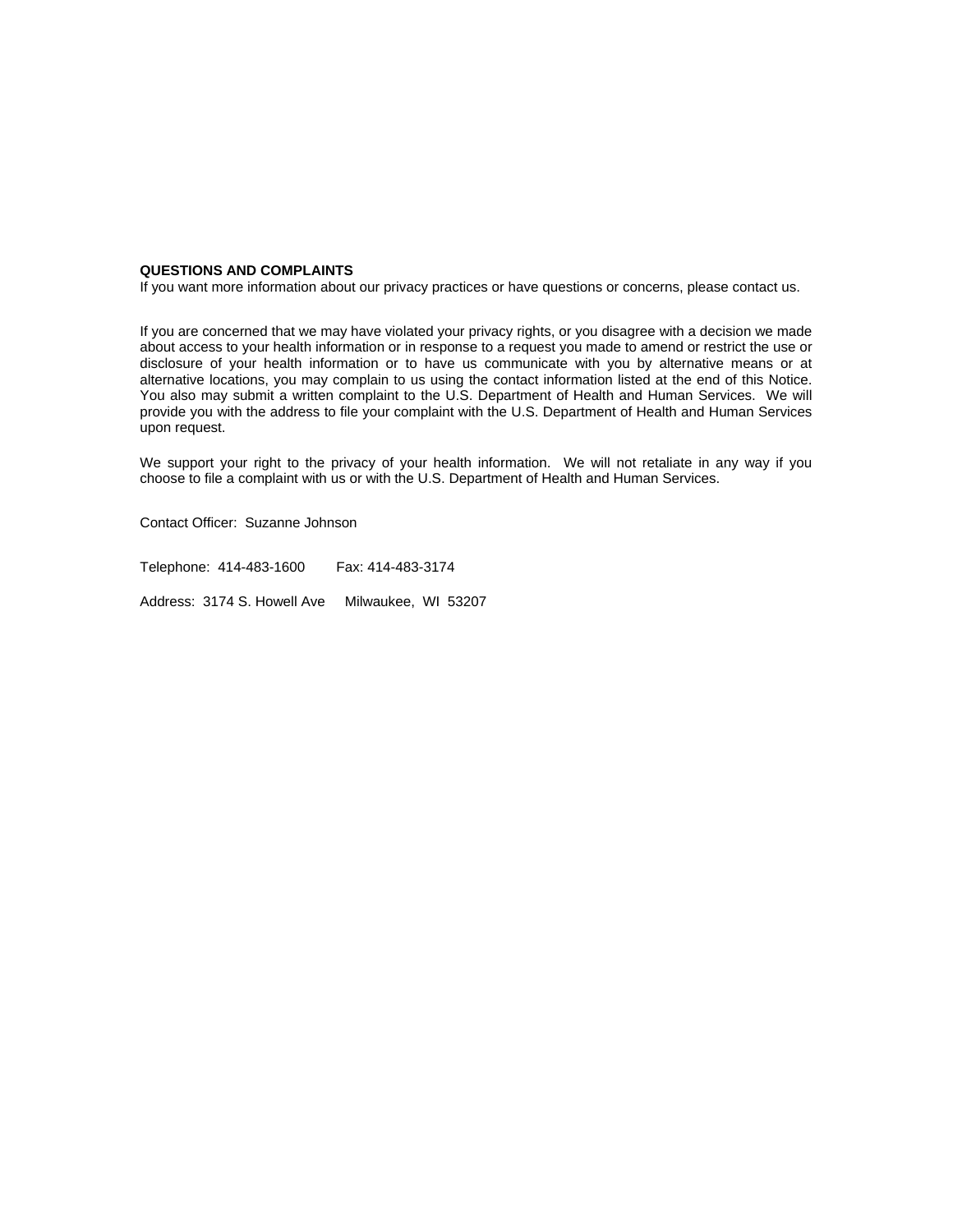**QUESTIONS AND COMPLAINTS**

If you want more information about our privacy practices or have questions or concerns, please contact us.

If you are concerned that we may have violated your privacy rights, or you disagree with a decision we made about access to your health information or in response to a request you made to amend or restrict the use or disclosure of your health information or to have us communicate with you by alternative means or at alternative locations, you may complain to us using the contact information listed at the end of this Notice. You also may submit a written complaint to the U.S. Department of Health and Human Services. We will provide you with the address to file your complaint with the U.S. Department of Health and Human Services upon request.

We support your right to the privacy of your health information. We will not retaliate in any way if you choose to file a complaint with us or with the U.S. Department of Health and Human Services.

Contact Officer: Suzanne Johnson

Telephone: 414-483-1600 Fax: 414-483-3174

Address: 3174 S. Howell Ave Milwaukee, WI 53207